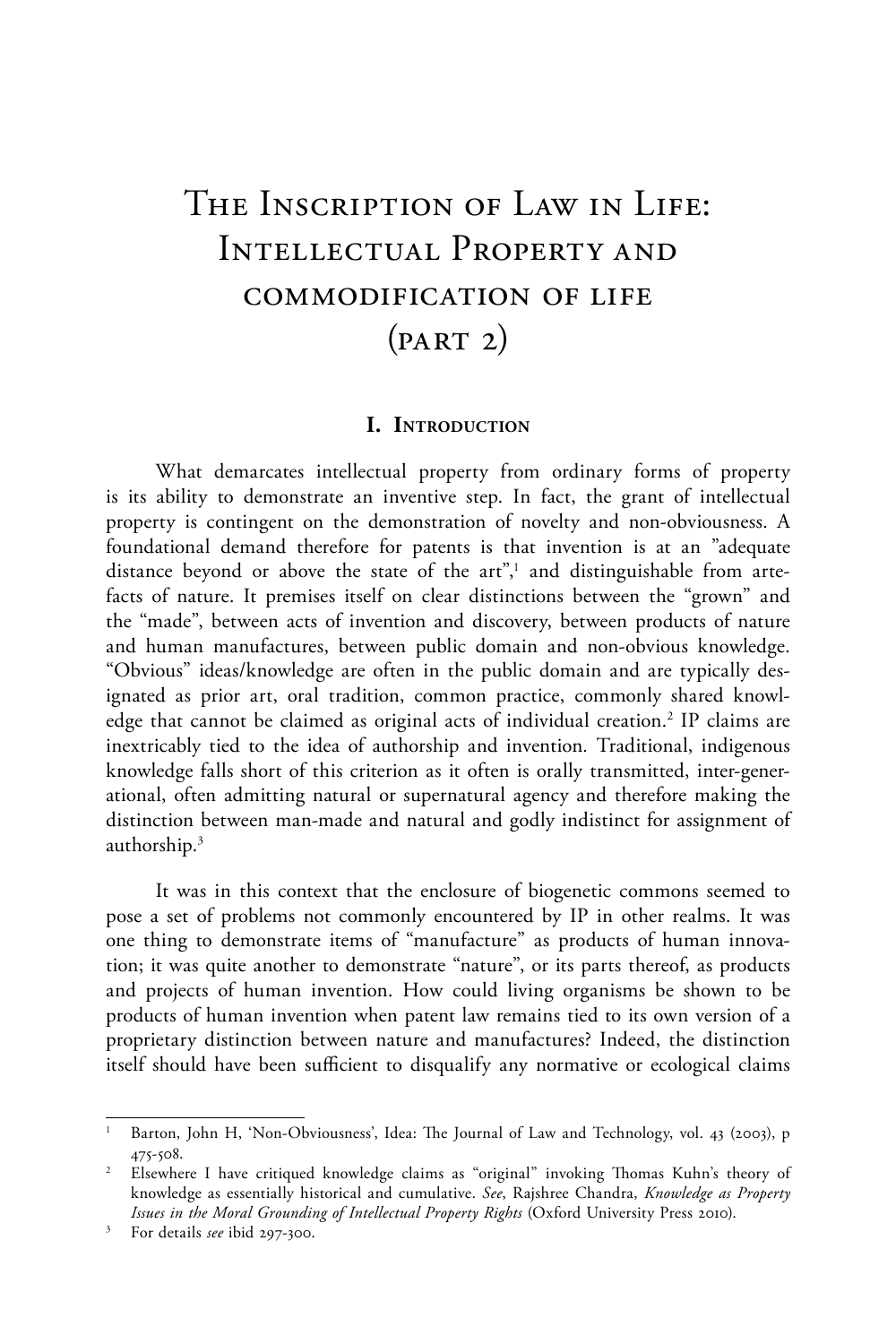# The Inscription of Law in Life: Intellectual Property and commodification of life (part 2)

## I. Introduction

What demarcates intellectual property from ordinary forms of property is its ability to demonstrate an inventive step. In fact, the grant of intellectual property is contingent on the demonstration of novelty and non-obviousness. A foundational demand therefore for patents is that invention is at an "adequate distance beyond or above the state of the art",[1] and distinguishable from artefacts of nature. It premises itself on clear distinctions between the "grown" and the "made", between acts of invention and discovery, between products of nature and human manufactures, between public domain and non-obvious knowledge. "Obvious" ideas/knowledge are often in the public domain and are typically designated as prior art, oral tradition, common practice, commonly shared knowledge that cannot be claimed as original acts of individual creation.[2] IP claims are inextricably tied to the idea of authorship and invention. Traditional, indigenous knowledge falls short of this criterion as it often is orally transmitted, inter-generational, often admitting natural or supernatural agency and therefore making the distinction between man-made and natural and godly indistinct for assignment of authorship.[3]

It was in this context that the enclosure of biogenetic commons seemed to pose a set of problems not commonly encountered by IP in other realms. It was one thing to demonstrate items of "manufacture" as products of human innovation; it was quite another to demonstrate "nature", or its parts thereof, as products and projects of human invention. How could living organisms be shown to be products of human invention when patent law remains tied to its own version of a proprietary distinction between nature and manufactures? Indeed, the distinction itself should have been sufficient to disqualify any normative or ecological claims

---

[1] Barton, John H, 'Non-Obviousness', Idea: The Journal of Law and Technology, vol. 43 (2003), p 475-508.

[2] Elsewhere I have critiqued knowledge claims as "original" invoking Thomas Kuhn's theory of knowledge as essentially historical and cumulative. *See*, Rajshree Chandra, *Knowledge as Property Issues in the Moral Grounding of Intellectual Property Rights* (Oxford University Press 2010).

[3] For details *see* ibid 297-300.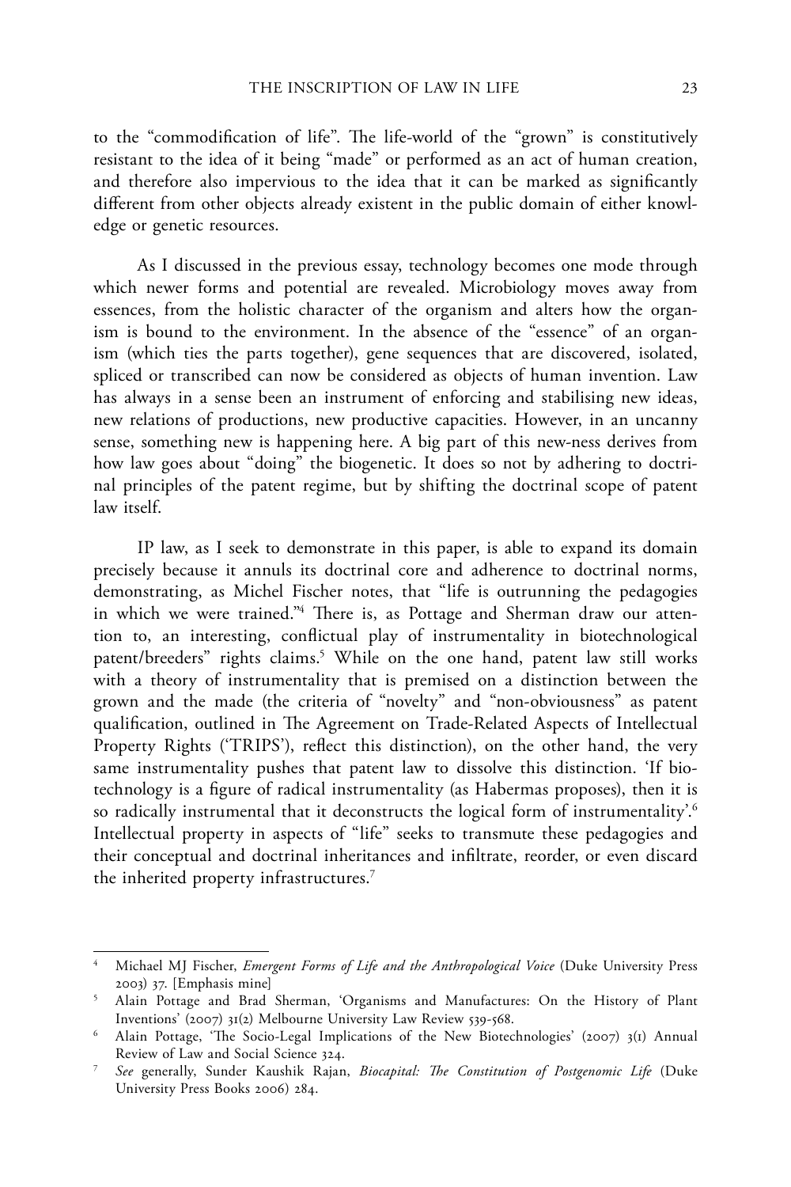to the "commodification of life". The life-world of the "grown" is constitutively resistant to the idea of it being "made" or performed as an act of human creation, and therefore also impervious to the idea that it can be marked as significantly different from other objects already existent in the public domain of either knowledge or genetic resources.

As I discussed in the previous essay, technology becomes one mode through which newer forms and potential are revealed. Microbiology moves away from essences, from the holistic character of the organism and alters how the organism is bound to the environment. In the absence of the "essence" of an organism (which ties the parts together), gene sequences that are discovered, isolated, spliced or transcribed can now be considered as objects of human invention. Law has always in a sense been an instrument of enforcing and stabilising new ideas, new relations of productions, new productive capacities. However, in an uncanny sense, something new is happening here. A big part of this new-ness derives from how law goes about "doing" the biogenetic. It does so not by adhering to doctrinal principles of the patent regime, but by shifting the doctrinal scope of patent law itself.

IP law, as I seek to demonstrate in this paper, is able to expand its domain precisely because it annuls its doctrinal core and adherence to doctrinal norms, demonstrating, as Michel Fischer notes, that "life is outrunning the pedagogies in which we were trained."[4] There is, as Pottage and Sherman draw our attention to, an interesting, conflictual play of instrumentality in biotechnological patent/breeders" rights claims.[5] While on the one hand, patent law still works with a theory of instrumentality that is premised on a distinction between the grown and the made (the criteria of "novelty" and "non-obviousness" as patent qualification, outlined in The Agreement on Trade-Related Aspects of Intellectual Property Rights ('TRIPS'), reflect this distinction), on the other hand, the very same instrumentality pushes that patent law to dissolve this distinction. 'If biotechnology is a figure of radical instrumentality (as Habermas proposes), then it is so radically instrumental that it deconstructs the logical form of instrumentality'.[6] Intellectual property in aspects of "life" seeks to transmute these pedagogies and their conceptual and doctrinal inheritances and infiltrate, reorder, or even discard the inherited property infrastructures.[7]

---

[4] Michael MJ Fischer, *Emergent Forms of Life and the Anthropological Voice* (Duke University Press 2003) 37. [Emphasis mine]

[5] Alain Pottage and Brad Sherman, 'Organisms and Manufactures: On the History of Plant Inventions' (2007) 31(2) Melbourne University Law Review 539-568.

[6] Alain Pottage, 'The Socio-Legal Implications of the New Biotechnologies' (2007) 3(1) Annual Review of Law and Social Science 324.

[7] *See* generally, Sunder Kaushik Rajan, *Biocapital: The Constitution of Postgenomic Life* (Duke University Press Books 2006) 284.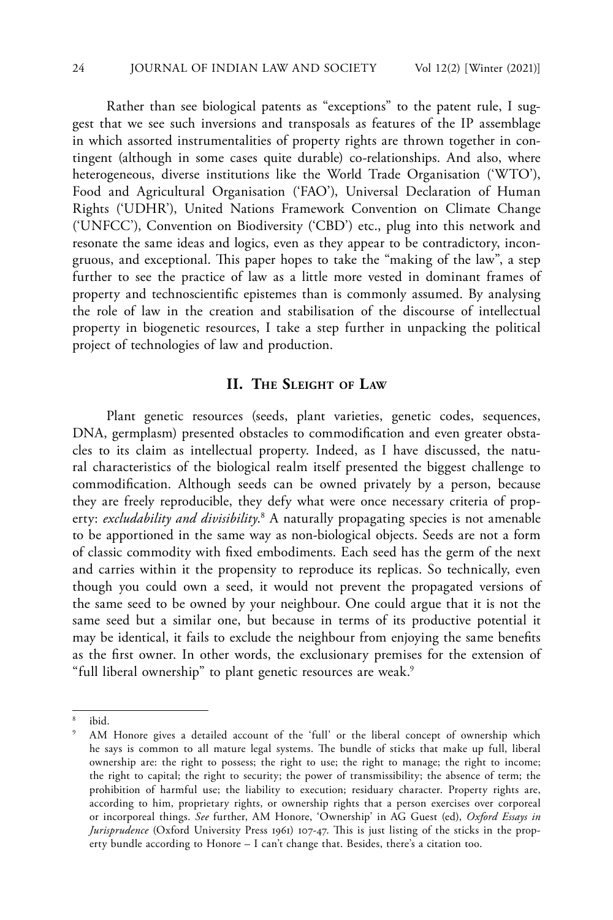Rather than see biological patents as "exceptions" to the patent rule, I suggest that we see such inversions and transposals as features of the IP assemblage in which assorted instrumentalities of property rights are thrown together in contingent (although in some cases quite durable) co-relationships. And also, where heterogeneous, diverse institutions like the World Trade Organisation ('WTO'), Food and Agricultural Organisation ('FAO'), Universal Declaration of Human Rights ('UDHR'), United Nations Framework Convention on Climate Change ('UNFCC'), Convention on Biodiversity ('CBD') etc., plug into this network and resonate the same ideas and logics, even as they appear to be contradictory, incongruous, and exceptional. This paper hopes to take the "making of the law", a step further to see the practice of law as a little more vested in dominant frames of property and technoscientific epistemes than is commonly assumed. By analysing the role of law in the creation and stabilisation of the discourse of intellectual property in biogenetic resources, I take a step further in unpacking the political project of technologies of law and production.

## II. The Sleight of Law

Plant genetic resources (seeds, plant varieties, genetic codes, sequences, DNA, germplasm) presented obstacles to commodification and even greater obstacles to its claim as intellectual property. Indeed, as I have discussed, the natural characteristics of the biological realm itself presented the biggest challenge to commodification. Although seeds can be owned privately by a person, because they are freely reproducible, they defy what were once necessary criteria of property: *excludability and divisibility*.[8] A naturally propagating species is not amenable to be apportioned in the same way as non-biological objects. Seeds are not a form of classic commodity with fixed embodiments. Each seed has the germ of the next and carries within it the propensity to reproduce its replicas. So technically, even though you could own a seed, it would not prevent the propagated versions of the same seed to be owned by your neighbour. One could argue that it is not the same seed but a similar one, but because in terms of its productive potential it may be identical, it fails to exclude the neighbour from enjoying the same benefits as the first owner. In other words, the exclusionary premises for the extension of "full liberal ownership" to plant genetic resources are weak.[9]

---

[8] ibid.

[9] AM Honore gives a detailed account of the 'full' or the liberal concept of ownership which he says is common to all mature legal systems. The bundle of sticks that make up full, liberal ownership are: the right to possess; the right to use; the right to manage; the right to income; the right to capital; the right to security; the power of transmissibility; the absence of term; the prohibition of harmful use; the liability to execution; residuary character. Property rights are, according to him, proprietary rights, or ownership rights that a person exercises over corporeal or incorporeal things. *See* further, AM Honore, 'Ownership' in AG Guest (ed), *Oxford Essays in Jurisprudence* (Oxford University Press 1961) 107-47. This is just listing of the sticks in the property bundle according to Honore – I can't change that. Besides, there's a citation too.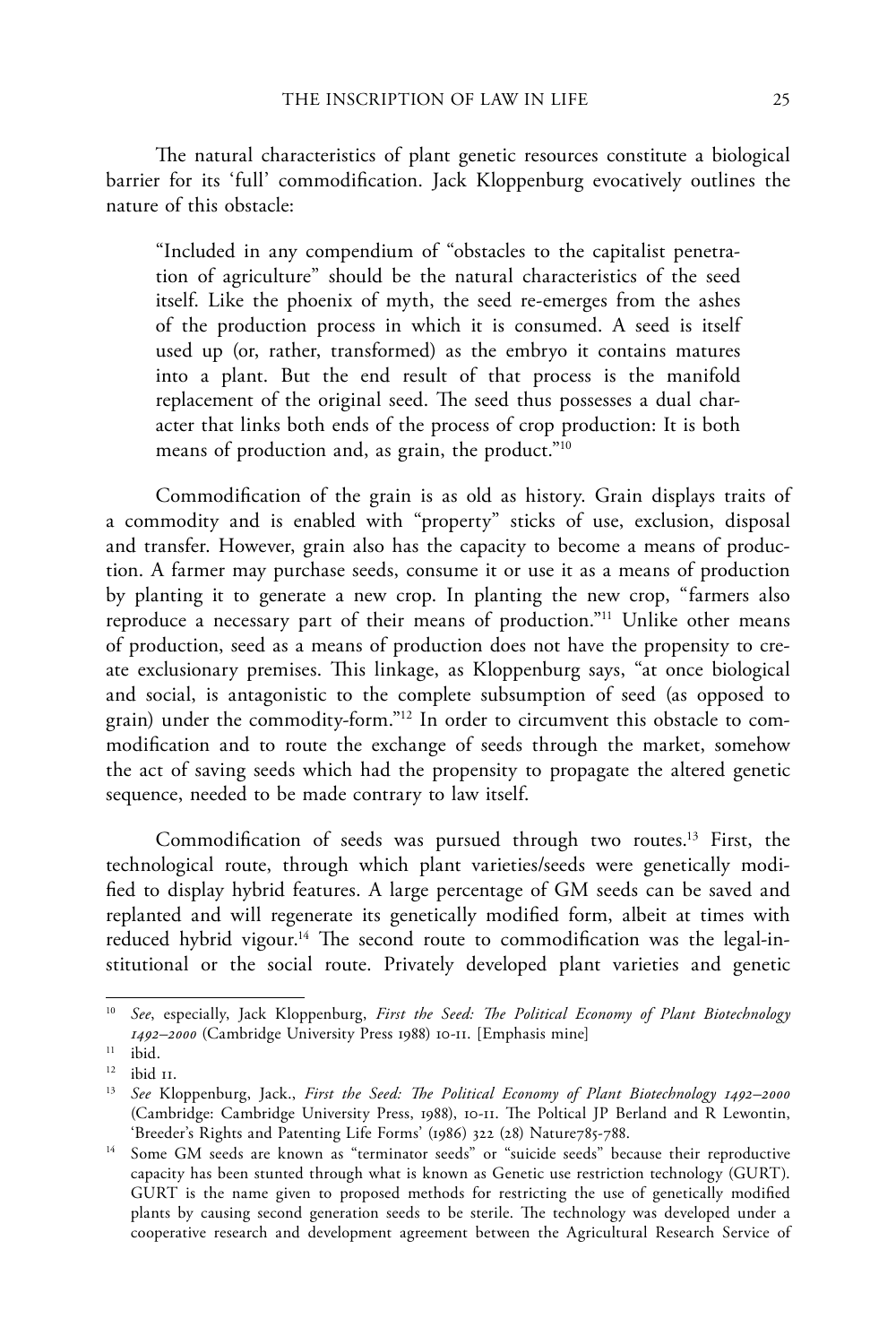The natural characteristics of plant genetic resources constitute a biological barrier for its 'full' commodification. Jack Kloppenburg evocatively outlines the nature of this obstacle:

> "Included in any compendium of "obstacles to the capitalist penetration of agriculture" should be the natural characteristics of the seed itself. Like the phoenix of myth, the seed re-emerges from the ashes of the production process in which it is consumed. A seed is itself used up (or, rather, transformed) as the embryo it contains matures into a plant. But the end result of that process is the manifold replacement of the original seed. The seed thus possesses a dual character that links both ends of the process of crop production: It is both means of production and, as grain, the product."[10]

Commodification of the grain is as old as history. Grain displays traits of a commodity and is enabled with "property" sticks of use, exclusion, disposal and transfer. However, grain also has the capacity to become a means of production. A farmer may purchase seeds, consume it or use it as a means of production by planting it to generate a new crop. In planting the new crop, "farmers also reproduce a necessary part of their means of production."[11] Unlike other means of production, seed as a means of production does not have the propensity to create exclusionary premises. This linkage, as Kloppenburg says, "at once biological and social, is antagonistic to the complete subsumption of seed (as opposed to grain) under the commodity-form."[12] In order to circumvent this obstacle to commodification and to route the exchange of seeds through the market, somehow the act of saving seeds which had the propensity to propagate the altered genetic sequence, needed to be made contrary to law itself.

Commodification of seeds was pursued through two routes.[13] First, the technological route, through which plant varieties/seeds were genetically modified to display hybrid features. A large percentage of GM seeds can be saved and replanted and will regenerate its genetically modified form, albeit at times with reduced hybrid vigour.[14] The second route to commodification was the legal-institutional or the social route. Privately developed plant varieties and genetic

---

[10] *See*, especially, Jack Kloppenburg, *First the Seed: The Political Economy of Plant Biotechnology 1492–2000* (Cambridge University Press 1988) 10-11. [Emphasis mine]

[11] ibid.

[12] ibid 11.

[13] *See* Kloppenburg, Jack., *First the Seed: The Political Economy of Plant Biotechnology 1492–2000* (Cambridge: Cambridge University Press, 1988), 10-11. The Poltical JP Berland and R Lewontin, 'Breeder's Rights and Patenting Life Forms' (1986) 322 (28) Nature785-788.

[14] Some GM seeds are known as "terminator seeds" or "suicide seeds" because their reproductive capacity has been stunted through what is known as Genetic use restriction technology (GURT). GURT is the name given to proposed methods for restricting the use of genetically modified plants by causing second generation seeds to be sterile. The technology was developed under a cooperative research and development agreement between the Agricultural Research Service of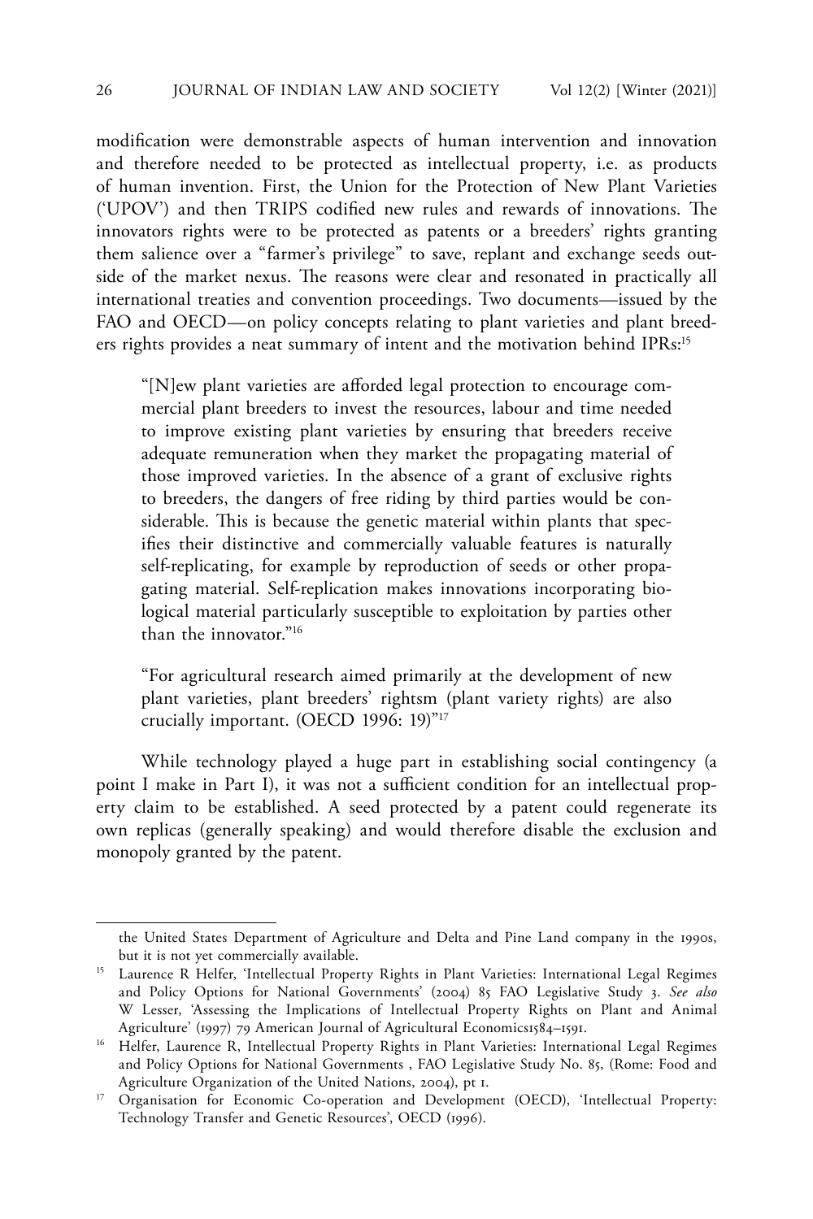modification were demonstrable aspects of human intervention and innovation and therefore needed to be protected as intellectual property, i.e. as products of human invention. First, the Union for the Protection of New Plant Varieties ('UPOV') and then TRIPS codified new rules and rewards of innovations. The innovators rights were to be protected as patents or a breeders' rights granting them salience over a "farmer's privilege" to save, replant and exchange seeds outside of the market nexus. The reasons were clear and resonated in practically all international treaties and convention proceedings. Two documents—issued by the FAO and OECD—on policy concepts relating to plant varieties and plant breeders rights provides a neat summary of intent and the motivation behind IPRs:[15]

> "[N]ew plant varieties are afforded legal protection to encourage commercial plant breeders to invest the resources, labour and time needed to improve existing plant varieties by ensuring that breeders receive adequate remuneration when they market the propagating material of those improved varieties. In the absence of a grant of exclusive rights to breeders, the dangers of free riding by third parties would be considerable. This is because the genetic material within plants that specifies their distinctive and commercially valuable features is naturally self-replicating, for example by reproduction of seeds or other propagating material. Self-replication makes innovations incorporating biological material particularly susceptible to exploitation by parties other than the innovator."[16]

> "For agricultural research aimed primarily at the development of new plant varieties, plant breeders' rightsm (plant variety rights) are also crucially important. (OECD 1996: 19)"[17]

While technology played a huge part in establishing social contingency (a point I make in Part I), it was not a sufficient condition for an intellectual property claim to be established. A seed protected by a patent could regenerate its own replicas (generally speaking) and would therefore disable the exclusion and monopoly granted by the patent.

---

the United States Department of Agriculture and Delta and Pine Land company in the 1990s, but it is not yet commercially available.

[15] Laurence R Helfer, 'Intellectual Property Rights in Plant Varieties: International Legal Regimes and Policy Options for National Governments' (2004) 85 FAO Legislative Study 3. *See also* W Lesser, 'Assessing the Implications of Intellectual Property Rights on Plant and Animal Agriculture' (1997) 79 American Journal of Agricultural Economics1584–1591.

[16] Helfer, Laurence R, Intellectual Property Rights in Plant Varieties: International Legal Regimes and Policy Options for National Governments , FAO Legislative Study No. 85, (Rome: Food and Agriculture Organization of the United Nations, 2004), pt 1.

[17] Organisation for Economic Co-operation and Development (OECD), 'Intellectual Property: Technology Transfer and Genetic Resources', OECD (1996).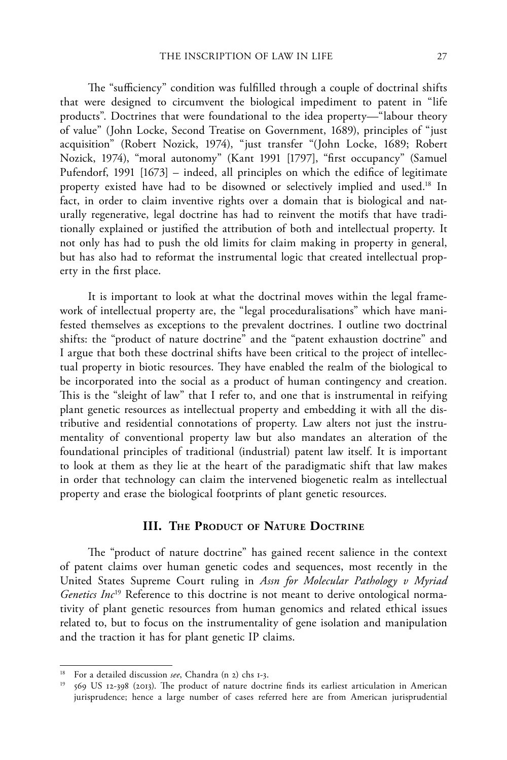The "sufficiency" condition was fulfilled through a couple of doctrinal shifts that were designed to circumvent the biological impediment to patent in "life products". Doctrines that were foundational to the idea property—"labour theory of value" (John Locke, Second Treatise on Government, 1689), principles of "just acquisition" (Robert Nozick, 1974), "just transfer "(John Locke, 1689; Robert Nozick, 1974), "moral autonomy" (Kant 1991 [1797], "first occupancy" (Samuel Pufendorf, 1991 [1673] – indeed, all principles on which the edifice of legitimate property existed have had to be disowned or selectively implied and used.[18] In fact, in order to claim inventive rights over a domain that is biological and naturally regenerative, legal doctrine has had to reinvent the motifs that have traditionally explained or justified the attribution of both and intellectual property. It not only has had to push the old limits for claim making in property in general, but has also had to reformat the instrumental logic that created intellectual property in the first place.

It is important to look at what the doctrinal moves within the legal framework of intellectual property are, the "legal proceduralisations" which have manifested themselves as exceptions to the prevalent doctrines. I outline two doctrinal shifts: the "product of nature doctrine" and the "patent exhaustion doctrine" and I argue that both these doctrinal shifts have been critical to the project of intellectual property in biotic resources. They have enabled the realm of the biological to be incorporated into the social as a product of human contingency and creation. This is the "sleight of law" that I refer to, and one that is instrumental in reifying plant genetic resources as intellectual property and embedding it with all the distributive and residential connotations of property. Law alters not just the instrumentality of conventional property law but also mandates an alteration of the foundational principles of traditional (industrial) patent law itself. It is important to look at them as they lie at the heart of the paradigmatic shift that law makes in order that technology can claim the intervened biogenetic realm as intellectual property and erase the biological footprints of plant genetic resources.

## III. The Product of Nature Doctrine

The "product of nature doctrine" has gained recent salience in the context of patent claims over human genetic codes and sequences, most recently in the United States Supreme Court ruling in *Assn for Molecular Pathology v Myriad Genetics Inc*[19] Reference to this doctrine is not meant to derive ontological normativity of plant genetic resources from human genomics and related ethical issues related to, but to focus on the instrumentality of gene isolation and manipulation and the traction it has for plant genetic IP claims.

---

[18] For a detailed discussion *see*, Chandra (n 2) chs 1-3.

[19] 569 US 12-398 (2013). The product of nature doctrine finds its earliest articulation in American jurisprudence; hence a large number of cases referred here are from American jurisprudential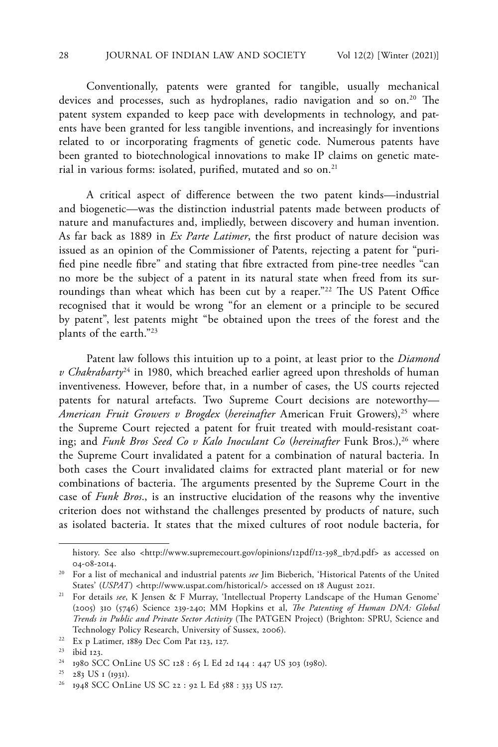Conventionally, patents were granted for tangible, usually mechanical devices and processes, such as hydroplanes, radio navigation and so on.[20] The patent system expanded to keep pace with developments in technology, and patents have been granted for less tangible inventions, and increasingly for inventions related to or incorporating fragments of genetic code. Numerous patents have been granted to biotechnological innovations to make IP claims on genetic material in various forms: isolated, purified, mutated and so on.[21]

A critical aspect of difference between the two patent kinds—industrial and biogenetic—was the distinction industrial patents made between products of nature and manufactures and, impliedly, between discovery and human invention. As far back as 1889 in *Ex Parte Latimer*, the first product of nature decision was issued as an opinion of the Commissioner of Patents, rejecting a patent for "purified pine needle fibre" and stating that fibre extracted from pine-tree needles "can no more be the subject of a patent in its natural state when freed from its surroundings than wheat which has been cut by a reaper."[22] The US Patent Office recognised that it would be wrong "for an element or a principle to be secured by patent", lest patents might "be obtained upon the trees of the forest and the plants of the earth."[23]

Patent law follows this intuition up to a point, at least prior to the *Diamond v Chakrabarty*[24] in 1980, which breached earlier agreed upon thresholds of human inventiveness. However, before that, in a number of cases, the US courts rejected patents for natural artefacts. Two Supreme Court decisions are noteworthy—*American Fruit Growers v Brogdex* (*hereinafter* American Fruit Growers),[25] where the Supreme Court rejected a patent for fruit treated with mould-resistant coating; and *Funk Bros Seed Co v Kalo Inoculant Co* (*hereinafter* Funk Bros.),[26] where the Supreme Court invalidated a patent for a combination of natural bacteria. In both cases the Court invalidated claims for extracted plant material or for new combinations of bacteria. The arguments presented by the Supreme Court in the case of *Funk Bros*., is an instructive elucidation of the reasons why the inventive criterion does not withstand the challenges presented by products of nature, such as isolated bacteria. It states that the mixed cultures of root nodule bacteria, for

---

history. See also <http://www.supremecourt.gov/opinions/12pdf/12-398_1b7d.pdf> as accessed on 04-08-2014.

[20] For a list of mechanical and industrial patents *see* Jim Bieberich, 'Historical Patents of the United States' (*USPAT*) <http://www.uspat.com/historical/> accessed on 18 August 2021.

[21] For details *see*, K Jensen & F Murray, 'Intellectual Property Landscape of the Human Genome' (2005) 310 (5746) Science 239-240; MM Hopkins et al, *The Patenting of Human DNA: Global Trends in Public and Private Sector Activity* (The PATGEN Project) (Brighton: SPRU, Science and Technology Policy Research, University of Sussex, 2006).

[22] Ex p Latimer, 1889 Dec Com Pat 123, 127.

[23] ibid 123.

[24] 1980 SCC OnLine US SC 128 : 65 L Ed 2d 144 : 447 US 303 (1980).

[25] 283 US 1 (1931).

[26] 1948 SCC OnLine US SC 22 : 92 L Ed 588 : 333 US 127.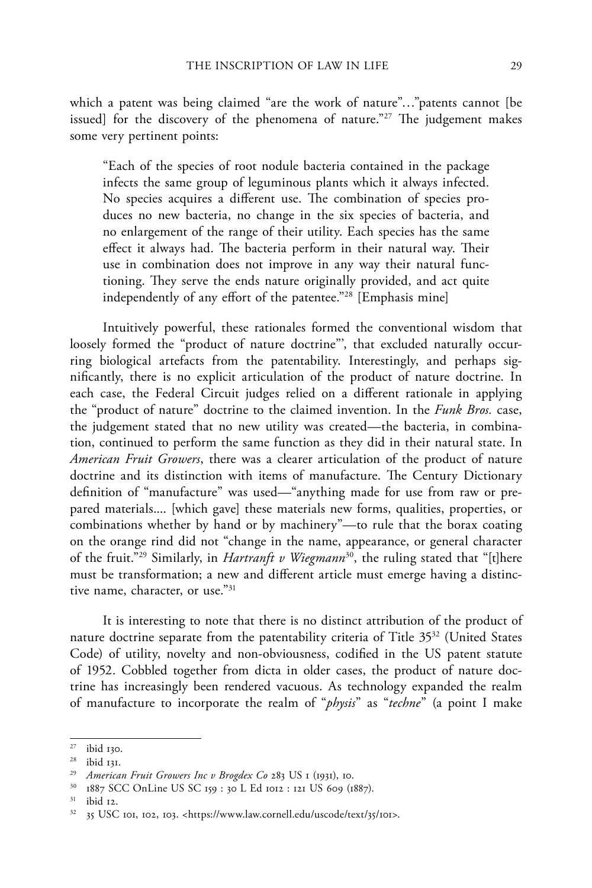which a patent was being claimed "are the work of nature"…"patents cannot [be issued] for the discovery of the phenomena of nature."[27] The judgement makes some very pertinent points:

> "Each of the species of root nodule bacteria contained in the package infects the same group of leguminous plants which it always infected. No species acquires a different use. The combination of species produces no new bacteria, no change in the six species of bacteria, and no enlargement of the range of their utility. Each species has the same effect it always had. The bacteria perform in their natural way. Their use in combination does not improve in any way their natural functioning. They serve the ends nature originally provided, and act quite independently of any effort of the patentee."[28] [Emphasis mine]

Intuitively powerful, these rationales formed the conventional wisdom that loosely formed the "product of nature doctrine"', that excluded naturally occurring biological artefacts from the patentability. Interestingly, and perhaps significantly, there is no explicit articulation of the product of nature doctrine. In each case, the Federal Circuit judges relied on a different rationale in applying the "product of nature" doctrine to the claimed invention. In the *Funk Bros.* case, the judgement stated that no new utility was created—the bacteria, in combination, continued to perform the same function as they did in their natural state. In *American Fruit Growers*, there was a clearer articulation of the product of nature doctrine and its distinction with items of manufacture. The Century Dictionary definition of "manufacture" was used—"anything made for use from raw or prepared materials.... [which gave] these materials new forms, qualities, properties, or combinations whether by hand or by machinery"—to rule that the borax coating on the orange rind did not "change in the name, appearance, or general character of the fruit."[29] Similarly, in *Hartranft v Wiegmann*[30], the ruling stated that "[t]here must be transformation; a new and different article must emerge having a distinctive name, character, or use."[31]

It is interesting to note that there is no distinct attribution of the product of nature doctrine separate from the patentability criteria of Title 35[32] (United States Code) of utility, novelty and non-obviousness, codified in the US patent statute of 1952. Cobbled together from dicta in older cases, the product of nature doctrine has increasingly been rendered vacuous. As technology expanded the realm of manufacture to incorporate the realm of "*physis*" as "*techne*" (a point I make

---

[27] ibid 130.

[28] ibid 131.

[29] *American Fruit Growers Inc v Brogdex Co* 283 US 1 (1931), 10.

[30] 1887 SCC OnLine US SC 159 : 30 L Ed 1012 : 121 US 609 (1887).

[31] ibid 12.

[32] 35 USC 101, 102, 103. <https://www.law.cornell.edu/uscode/text/35/101>.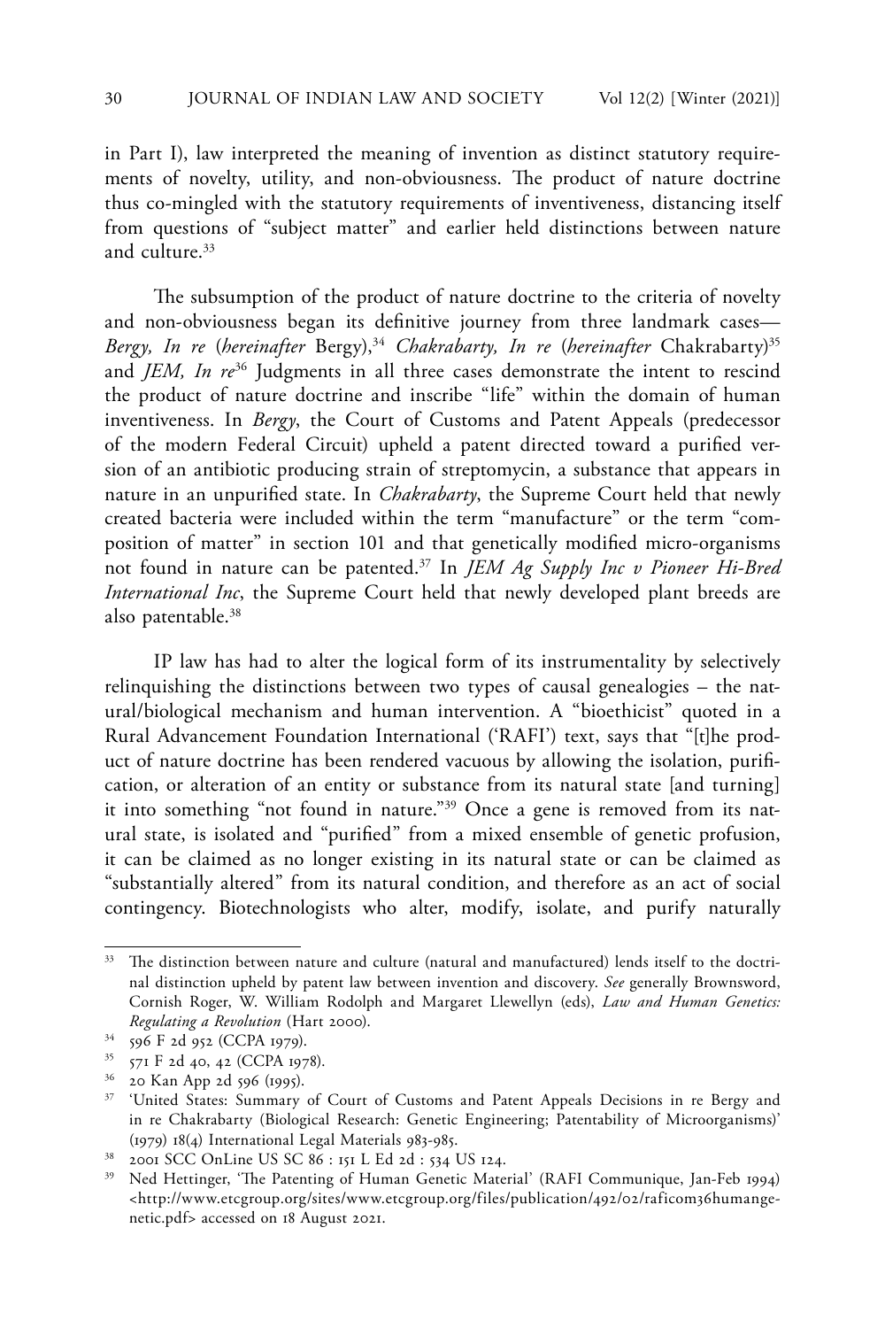in Part I), law interpreted the meaning of invention as distinct statutory requirements of novelty, utility, and non-obviousness. The product of nature doctrine thus co-mingled with the statutory requirements of inventiveness, distancing itself from questions of "subject matter" and earlier held distinctions between nature and culture.[33]

The subsumption of the product of nature doctrine to the criteria of novelty and non-obviousness began its definitive journey from three landmark cases—*Bergy, In re* (*hereinafter* Bergy),[34] *Chakrabarty, In re* (*hereinafter* Chakrabarty)[35] and *JEM, In re*[36] Judgments in all three cases demonstrate the intent to rescind the product of nature doctrine and inscribe "life" within the domain of human inventiveness. In *Bergy*, the Court of Customs and Patent Appeals (predecessor of the modern Federal Circuit) upheld a patent directed toward a purified version of an antibiotic producing strain of streptomycin, a substance that appears in nature in an unpurified state. In *Chakrabarty*, the Supreme Court held that newly created bacteria were included within the term "manufacture" or the term "composition of matter" in section 101 and that genetically modified micro-organisms not found in nature can be patented.[37] In *JEM Ag Supply Inc v Pioneer Hi-Bred International Inc*, the Supreme Court held that newly developed plant breeds are also patentable.[38]

IP law has had to alter the logical form of its instrumentality by selectively relinquishing the distinctions between two types of causal genealogies – the natural/biological mechanism and human intervention. A "bioethicist" quoted in a Rural Advancement Foundation International ('RAFI') text, says that "[t]he product of nature doctrine has been rendered vacuous by allowing the isolation, purification, or alteration of an entity or substance from its natural state [and turning] it into something "not found in nature."[39] Once a gene is removed from its natural state, is isolated and "purified" from a mixed ensemble of genetic profusion, it can be claimed as no longer existing in its natural state or can be claimed as "substantially altered" from its natural condition, and therefore as an act of social contingency. Biotechnologists who alter, modify, isolate, and purify naturally

---

[33] The distinction between nature and culture (natural and manufactured) lends itself to the doctrinal distinction upheld by patent law between invention and discovery. *See* generally Brownsword, Cornish Roger, W. William Rodolph and Margaret Llewellyn (eds), *Law and Human Genetics: Regulating a Revolution* (Hart 2000).

[34] 596 F 2d 952 (CCPA 1979).

[35] 571 F 2d 40, 42 (CCPA 1978).

[36] 20 Kan App 2d 596 (1995).

[37] 'United States: Summary of Court of Customs and Patent Appeals Decisions in re Bergy and in re Chakrabarty (Biological Research: Genetic Engineering; Patentability of Microorganisms)' (1979) 18(4) International Legal Materials 983-985.

[38] 2001 SCC OnLine US SC 86 : 151 L Ed 2d : 534 US 124.

[39] Ned Hettinger, 'The Patenting of Human Genetic Material' (RAFI Communique, Jan-Feb 1994) <http://www.etcgroup.org/sites/www.etcgroup.org/files/publication/492/02/raficom36humangenetic.pdf> accessed on 18 August 2021.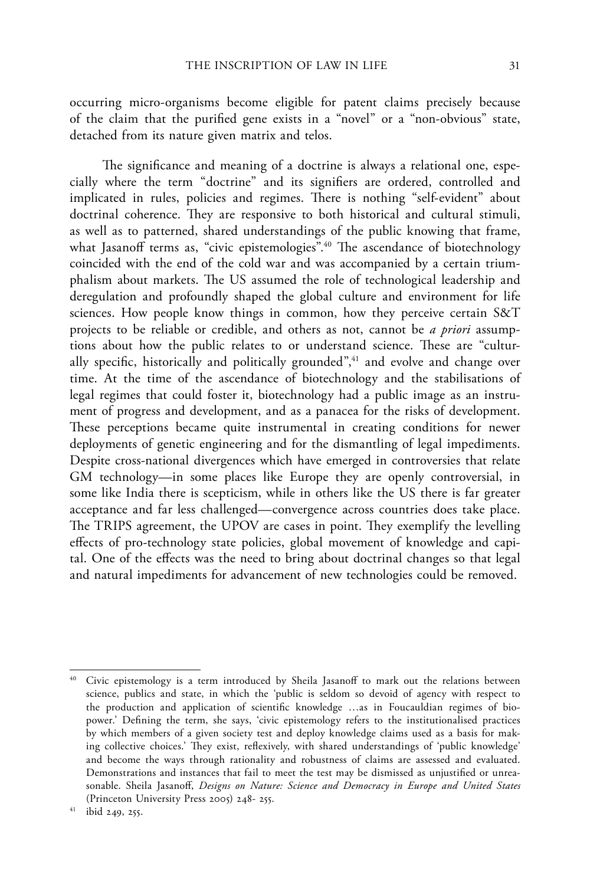occurring micro-organisms become eligible for patent claims precisely because of the claim that the purified gene exists in a "novel" or a "non-obvious" state, detached from its nature given matrix and telos.

The significance and meaning of a doctrine is always a relational one, especially where the term "doctrine" and its signifiers are ordered, controlled and implicated in rules, policies and regimes. There is nothing "self-evident" about doctrinal coherence. They are responsive to both historical and cultural stimuli, as well as to patterned, shared understandings of the public knowing that frame, what Jasanoff terms as, "civic epistemologies".[40] The ascendance of biotechnology coincided with the end of the cold war and was accompanied by a certain triumphalism about markets. The US assumed the role of technological leadership and deregulation and profoundly shaped the global culture and environment for life sciences. How people know things in common, how they perceive certain S&T projects to be reliable or credible, and others as not, cannot be *a priori* assumptions about how the public relates to or understand science. These are "culturally specific, historically and politically grounded",[41] and evolve and change over time. At the time of the ascendance of biotechnology and the stabilisations of legal regimes that could foster it, biotechnology had a public image as an instrument of progress and development, and as a panacea for the risks of development. These perceptions became quite instrumental in creating conditions for newer deployments of genetic engineering and for the dismantling of legal impediments. Despite cross-national divergences which have emerged in controversies that relate GM technology—in some places like Europe they are openly controversial, in some like India there is scepticism, while in others like the US there is far greater acceptance and far less challenged—convergence across countries does take place. The TRIPS agreement, the UPOV are cases in point. They exemplify the levelling effects of pro-technology state policies, global movement of knowledge and capital. One of the effects was the need to bring about doctrinal changes so that legal and natural impediments for advancement of new technologies could be removed.

---

[40] Civic epistemology is a term introduced by Sheila Jasanoff to mark out the relations between science, publics and state, in which the 'public is seldom so devoid of agency with respect to the production and application of scientific knowledge …as in Foucauldian regimes of biopower.' Defining the term, she says, 'civic epistemology refers to the institutionalised practices by which members of a given society test and deploy knowledge claims used as a basis for making collective choices.' They exist, reflexively, with shared understandings of 'public knowledge' and become the ways through rationality and robustness of claims are assessed and evaluated. Demonstrations and instances that fail to meet the test may be dismissed as unjustified or unreasonable. Sheila Jasanoff, *Designs on Nature: Science and Democracy in Europe and United States* (Princeton University Press 2005) 248- 255.

[41] ibid 249, 255.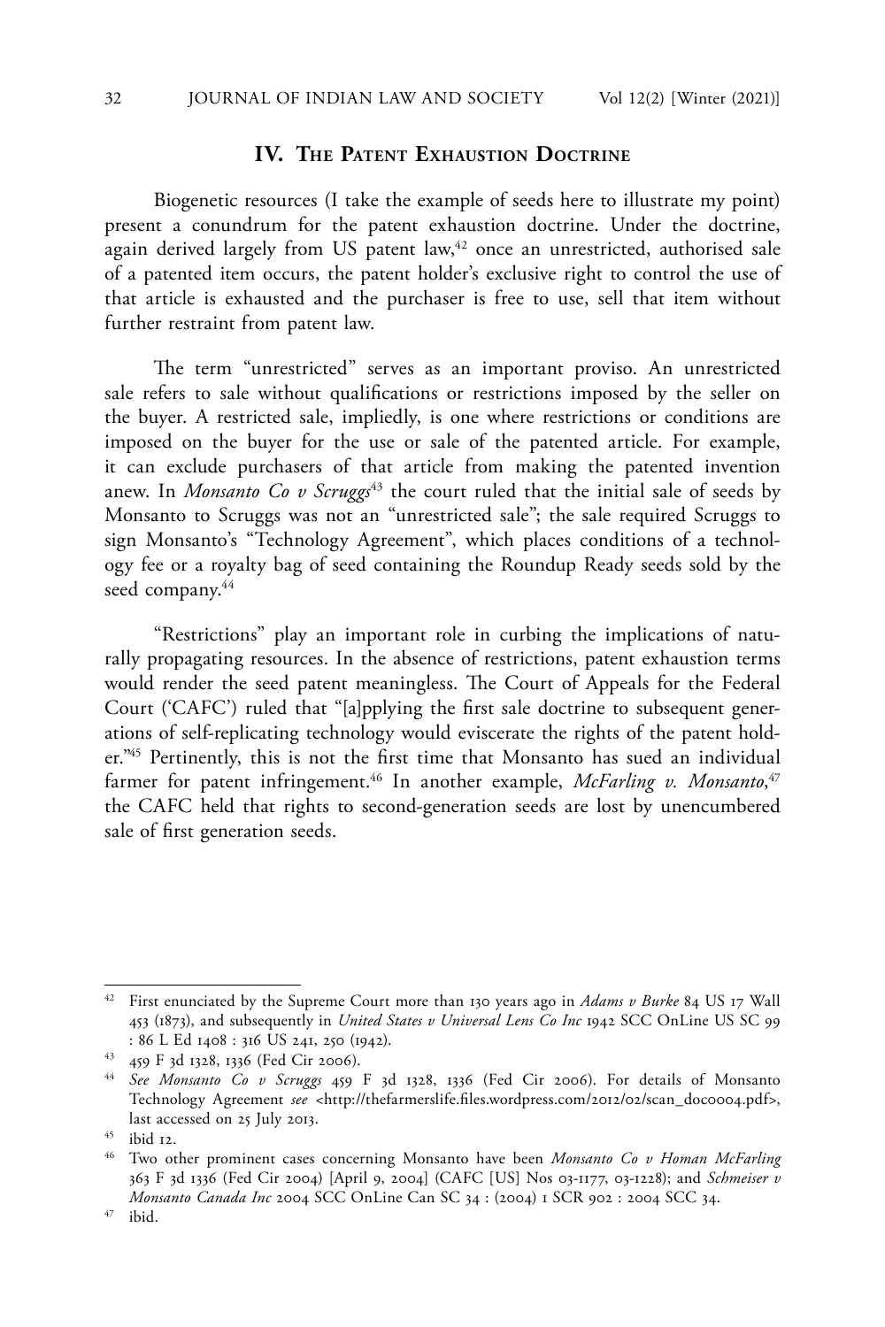## IV. The Patent Exhaustion Doctrine

Biogenetic resources (I take the example of seeds here to illustrate my point) present a conundrum for the patent exhaustion doctrine. Under the doctrine, again derived largely from US patent law,[42] once an unrestricted, authorised sale of a patented item occurs, the patent holder's exclusive right to control the use of that article is exhausted and the purchaser is free to use, sell that item without further restraint from patent law.

The term "unrestricted" serves as an important proviso. An unrestricted sale refers to sale without qualifications or restrictions imposed by the seller on the buyer. A restricted sale, impliedly, is one where restrictions or conditions are imposed on the buyer for the use or sale of the patented article. For example, it can exclude purchasers of that article from making the patented invention anew. In *Monsanto Co v Scruggs*[43] the court ruled that the initial sale of seeds by Monsanto to Scruggs was not an "unrestricted sale"; the sale required Scruggs to sign Monsanto's "Technology Agreement", which places conditions of a technology fee or a royalty bag of seed containing the Roundup Ready seeds sold by the seed company.[44]

"Restrictions" play an important role in curbing the implications of naturally propagating resources. In the absence of restrictions, patent exhaustion terms would render the seed patent meaningless. The Court of Appeals for the Federal Court ('CAFC') ruled that "[a]pplying the first sale doctrine to subsequent generations of self-replicating technology would eviscerate the rights of the patent holder."[45] Pertinently, this is not the first time that Monsanto has sued an individual farmer for patent infringement.[46] In another example, *McFarling v. Monsanto*,[47] the CAFC held that rights to second-generation seeds are lost by unencumbered sale of first generation seeds.

---

[42] First enunciated by the Supreme Court more than 130 years ago in *Adams v Burke* 84 US 17 Wall 453 (1873), and subsequently in *United States v Universal Lens Co Inc* 1942 SCC OnLine US SC 99 : 86 L Ed 1408 : 316 US 241, 250 (1942).

[43] 459 F 3d 1328, 1336 (Fed Cir 2006).

[44] *See Monsanto Co v Scruggs* 459 F 3d 1328, 1336 (Fed Cir 2006). For details of Monsanto Technology Agreement *see* <http://thefarmerslife.files.wordpress.com/2012/02/scan_doc0004.pdf>, last accessed on 25 July 2013.

[45] ibid 12.

[46] Two other prominent cases concerning Monsanto have been *Monsanto Co v Homan McFarling* 363 F 3d 1336 (Fed Cir 2004) [April 9, 2004] (CAFC [US] Nos 03-1177, 03-1228); and *Schmeiser v Monsanto Canada Inc* 2004 SCC OnLine Can SC 34 : (2004) 1 SCR 902 : 2004 SCC 34.

[47] ibid.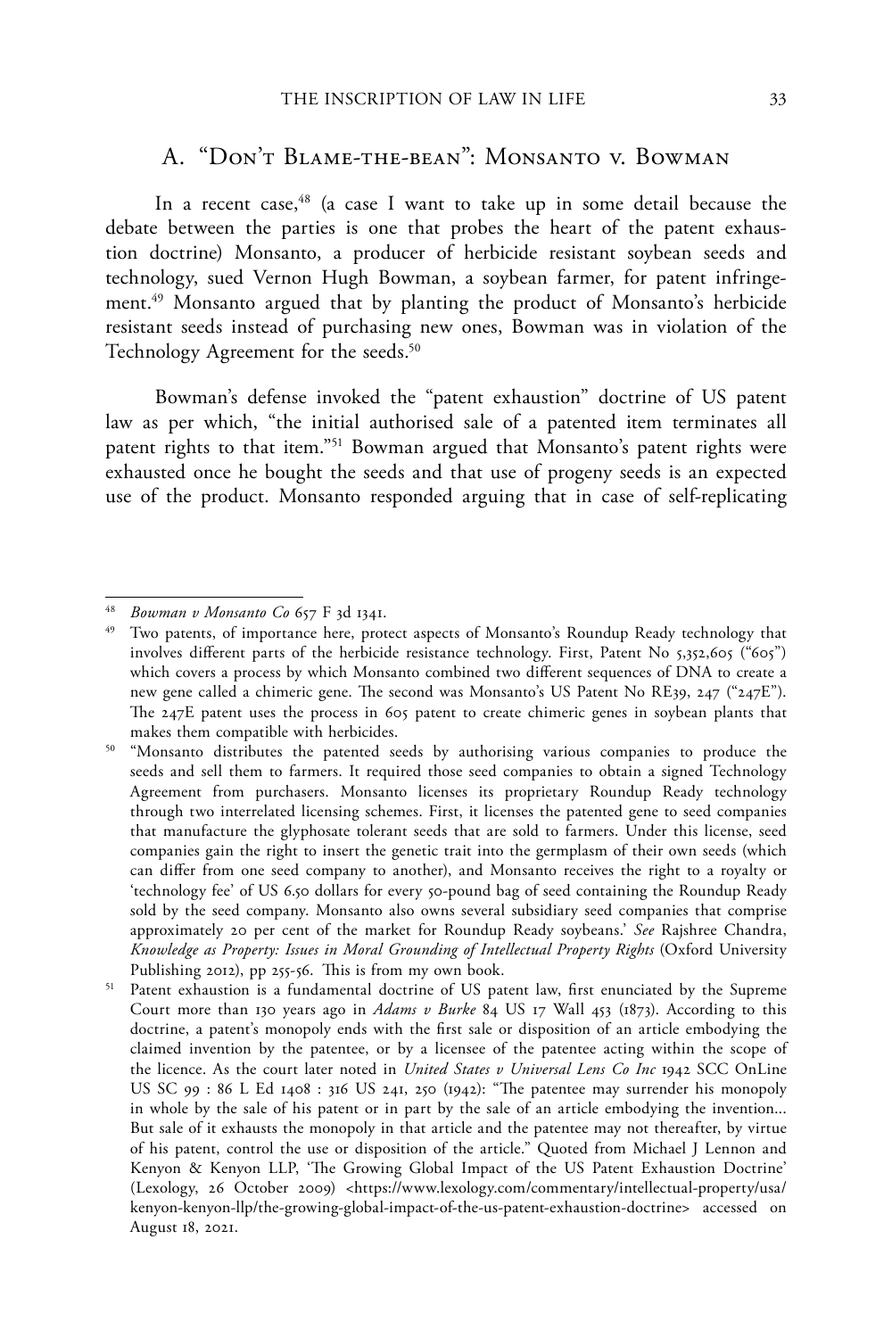## A. "Don't Blame-the-bean": Monsanto v. Bowman

In a recent case,[48] (a case I want to take up in some detail because the debate between the parties is one that probes the heart of the patent exhaustion doctrine) Monsanto, a producer of herbicide resistant soybean seeds and technology, sued Vernon Hugh Bowman, a soybean farmer, for patent infringement.[49] Monsanto argued that by planting the product of Monsanto's herbicide resistant seeds instead of purchasing new ones, Bowman was in violation of the Technology Agreement for the seeds.[50]

Bowman's defense invoked the "patent exhaustion" doctrine of US patent law as per which, "the initial authorised sale of a patented item terminates all patent rights to that item."[51] Bowman argued that Monsanto's patent rights were exhausted once he bought the seeds and that use of progeny seeds is an expected use of the product. Monsanto responded arguing that in case of self-replicating

---

[48] *Bowman v Monsanto Co* 657 F 3d 1341.

[49] Two patents, of importance here, protect aspects of Monsanto's Roundup Ready technology that involves different parts of the herbicide resistance technology. First, Patent No 5,352,605 ("605") which covers a process by which Monsanto combined two different sequences of DNA to create a new gene called a chimeric gene. The second was Monsanto's US Patent No RE39, 247 ("247E"). The 247E patent uses the process in 605 patent to create chimeric genes in soybean plants that makes them compatible with herbicides.

[50] "Monsanto distributes the patented seeds by authorising various companies to produce the seeds and sell them to farmers. It required those seed companies to obtain a signed Technology Agreement from purchasers. Monsanto licenses its proprietary Roundup Ready technology through two interrelated licensing schemes. First, it licenses the patented gene to seed companies that manufacture the glyphosate tolerant seeds that are sold to farmers. Under this license, seed companies gain the right to insert the genetic trait into the germplasm of their own seeds (which can differ from one seed company to another), and Monsanto receives the right to a royalty or 'technology fee' of US 6.50 dollars for every 50-pound bag of seed containing the Roundup Ready sold by the seed company. Monsanto also owns several subsidiary seed companies that comprise approximately 20 per cent of the market for Roundup Ready soybeans.' *See* Rajshree Chandra, *Knowledge as Property: Issues in Moral Grounding of Intellectual Property Rights* (Oxford University Publishing 2012), pp 255-56. This is from my own book.

[51] Patent exhaustion is a fundamental doctrine of US patent law, first enunciated by the Supreme Court more than 130 years ago in *Adams v Burke* 84 US 17 Wall 453 (1873). According to this doctrine, a patent's monopoly ends with the first sale or disposition of an article embodying the claimed invention by the patentee, or by a licensee of the patentee acting within the scope of the licence. As the court later noted in *United States v Universal Lens Co Inc* 1942 SCC OnLine US SC 99 : 86 L Ed 1408 : 316 US 241, 250 (1942): "The patentee may surrender his monopoly in whole by the sale of his patent or in part by the sale of an article embodying the invention... But sale of it exhausts the monopoly in that article and the patentee may not thereafter, by virtue of his patent, control the use or disposition of the article." Quoted from Michael J Lennon and Kenyon & Kenyon LLP, 'The Growing Global Impact of the US Patent Exhaustion Doctrine' (Lexology, 26 October 2009) <https://www.lexology.com/commentary/intellectual-property/usa/kenyon-kenyon-llp/the-growing-global-impact-of-the-us-patent-exhaustion-doctrine> accessed on August 18, 2021.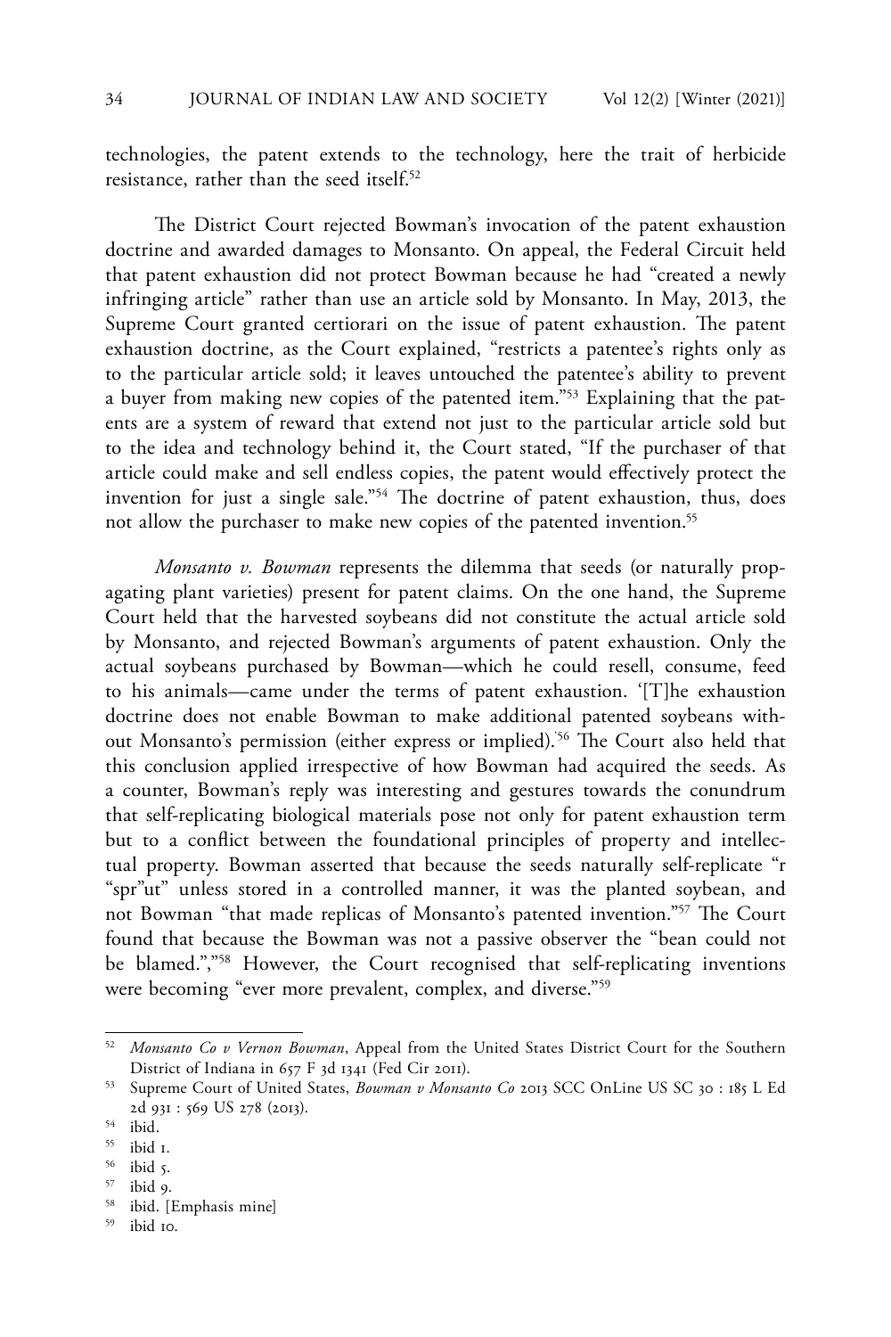technologies, the patent extends to the technology, here the trait of herbicide resistance, rather than the seed itself.[52]

The District Court rejected Bowman's invocation of the patent exhaustion doctrine and awarded damages to Monsanto. On appeal, the Federal Circuit held that patent exhaustion did not protect Bowman because he had "created a newly infringing article" rather than use an article sold by Monsanto. In May, 2013, the Supreme Court granted certiorari on the issue of patent exhaustion. The patent exhaustion doctrine, as the Court explained, "restricts a patentee's rights only as to the particular article sold; it leaves untouched the patentee's ability to prevent a buyer from making new copies of the patented item."[53] Explaining that the patents are a system of reward that extend not just to the particular article sold but to the idea and technology behind it, the Court stated, "If the purchaser of that article could make and sell endless copies, the patent would effectively protect the invention for just a single sale."[54] The doctrine of patent exhaustion, thus, does not allow the purchaser to make new copies of the patented invention.[55]

*Monsanto v. Bowman* represents the dilemma that seeds (or naturally propagating plant varieties) present for patent claims. On the one hand, the Supreme Court held that the harvested soybeans did not constitute the actual article sold by Monsanto, and rejected Bowman's arguments of patent exhaustion. Only the actual soybeans purchased by Bowman—which he could resell, consume, feed to his animals—came under the terms of patent exhaustion. '[T]he exhaustion doctrine does not enable Bowman to make additional patented soybeans without Monsanto's permission (either express or implied).'[56] The Court also held that this conclusion applied irrespective of how Bowman had acquired the seeds. As a counter, Bowman's reply was interesting and gestures towards the conundrum that self-replicating biological materials pose not only for patent exhaustion term but to a conflict between the foundational principles of property and intellectual property. Bowman asserted that because the seeds naturally self-replicate "r "spr"ut" unless stored in a controlled manner, it was the planted soybean, and not Bowman "that made replicas of Monsanto's patented invention."[57] The Court found that because the Bowman was not a passive observer the "bean could not be blamed.","[58] However, the Court recognised that self-replicating inventions were becoming "ever more prevalent, complex, and diverse."[59]

---

[52] *Monsanto Co v Vernon Bowman*, Appeal from the United States District Court for the Southern District of Indiana in 657 F 3d 1341 (Fed Cir 2011).

[53] Supreme Court of United States, *Bowman v Monsanto Co* 2013 SCC OnLine US SC 30 : 185 L Ed 2d 931 : 569 US 278 (2013).

[54] ibid.

[55] ibid 1.

[56] ibid 5.

[57] ibid 9.

[58] ibid. [Emphasis mine]

[59] ibid 10.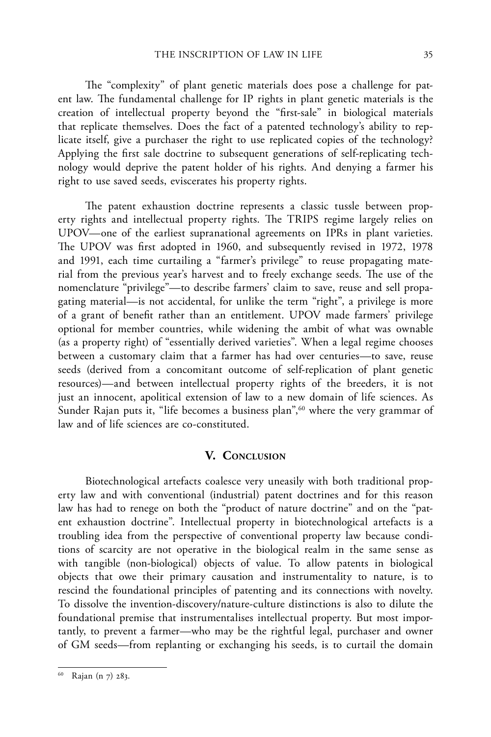The "complexity" of plant genetic materials does pose a challenge for patent law. The fundamental challenge for IP rights in plant genetic materials is the creation of intellectual property beyond the "first-sale" in biological materials that replicate themselves. Does the fact of a patented technology's ability to replicate itself, give a purchaser the right to use replicated copies of the technology? Applying the first sale doctrine to subsequent generations of self-replicating technology would deprive the patent holder of his rights. And denying a farmer his right to use saved seeds, eviscerates his property rights.

The patent exhaustion doctrine represents a classic tussle between property rights and intellectual property rights. The TRIPS regime largely relies on UPOV—one of the earliest supranational agreements on IPRs in plant varieties. The UPOV was first adopted in 1960, and subsequently revised in 1972, 1978 and 1991, each time curtailing a "farmer's privilege" to reuse propagating material from the previous year's harvest and to freely exchange seeds. The use of the nomenclature "privilege"—to describe farmers' claim to save, reuse and sell propagating material—is not accidental, for unlike the term "right", a privilege is more of a grant of benefit rather than an entitlement. UPOV made farmers' privilege optional for member countries, while widening the ambit of what was ownable (as a property right) of "essentially derived varieties". When a legal regime chooses between a customary claim that a farmer has had over centuries—to save, reuse seeds (derived from a concomitant outcome of self-replication of plant genetic resources)—and between intellectual property rights of the breeders, it is not just an innocent, apolitical extension of law to a new domain of life sciences. As Sunder Rajan puts it, "life becomes a business plan",[60] where the very grammar of law and of life sciences are co-constituted.

## V. Conclusion

Biotechnological artefacts coalesce very uneasily with both traditional property law and with conventional (industrial) patent doctrines and for this reason law has had to renege on both the "product of nature doctrine" and on the "patent exhaustion doctrine". Intellectual property in biotechnological artefacts is a troubling idea from the perspective of conventional property law because conditions of scarcity are not operative in the biological realm in the same sense as with tangible (non-biological) objects of value. To allow patents in biological objects that owe their primary causation and instrumentality to nature, is to rescind the foundational principles of patenting and its connections with novelty. To dissolve the invention-discovery/nature-culture distinctions is also to dilute the foundational premise that instrumentalises intellectual property. But most importantly, to prevent a farmer—who may be the rightful legal, purchaser and owner of GM seeds—from replanting or exchanging his seeds, is to curtail the domain

[60] Rajan (n 7) 283.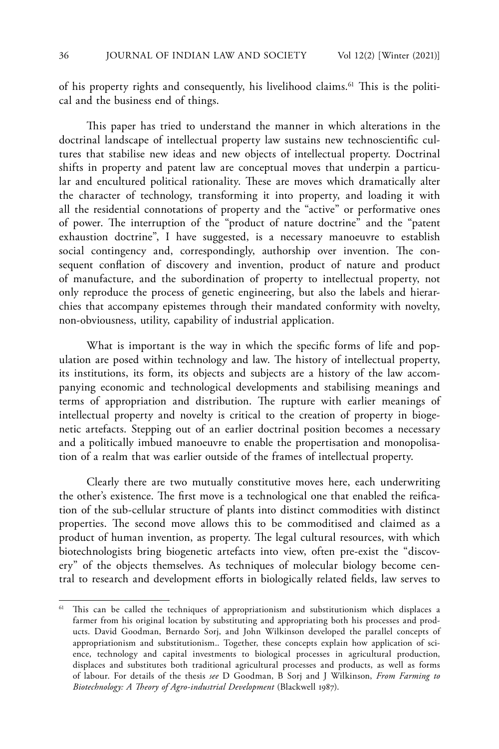of his property rights and consequently, his livelihood claims.[61] This is the political and the business end of things.

This paper has tried to understand the manner in which alterations in the doctrinal landscape of intellectual property law sustains new technoscientific cultures that stabilise new ideas and new objects of intellectual property. Doctrinal shifts in property and patent law are conceptual moves that underpin a particular and encultured political rationality. These are moves which dramatically alter the character of technology, transforming it into property, and loading it with all the residential connotations of property and the "active" or performative ones of power. The interruption of the "product of nature doctrine" and the "patent exhaustion doctrine", I have suggested, is a necessary manoeuvre to establish social contingency and, correspondingly, authorship over invention. The consequent conflation of discovery and invention, product of nature and product of manufacture, and the subordination of property to intellectual property, not only reproduce the process of genetic engineering, but also the labels and hierarchies that accompany epistemes through their mandated conformity with novelty, non-obviousness, utility, capability of industrial application.

What is important is the way in which the specific forms of life and population are posed within technology and law. The history of intellectual property, its institutions, its form, its objects and subjects are a history of the law accompanying economic and technological developments and stabilising meanings and terms of appropriation and distribution. The rupture with earlier meanings of intellectual property and novelty is critical to the creation of property in biogenetic artefacts. Stepping out of an earlier doctrinal position becomes a necessary and a politically imbued manoeuvre to enable the propertisation and monopolisation of a realm that was earlier outside of the frames of intellectual property.

Clearly there are two mutually constitutive moves here, each underwriting the other's existence. The first move is a technological one that enabled the reification of the sub-cellular structure of plants into distinct commodities with distinct properties. The second move allows this to be commoditised and claimed as a product of human invention, as property. The legal cultural resources, with which biotechnologists bring biogenetic artefacts into view, often pre-exist the "discovery" of the objects themselves. As techniques of molecular biology become central to research and development efforts in biologically related fields, law serves to

---

[61] This can be called the techniques of appropriationism and substitutionism which displaces a farmer from his original location by substituting and appropriating both his processes and products. David Goodman, Bernardo Sorj, and John Wilkinson developed the parallel concepts of appropriationism and substitutionism.. Together, these concepts explain how application of science, technology and capital investments to biological processes in agricultural production, displaces and substitutes both traditional agricultural processes and products, as well as forms of labour. For details of the thesis *see* D Goodman, B Sorj and J Wilkinson, *From Farming to Biotechnology: A Theory of Agro-industrial Development* (Blackwell 1987).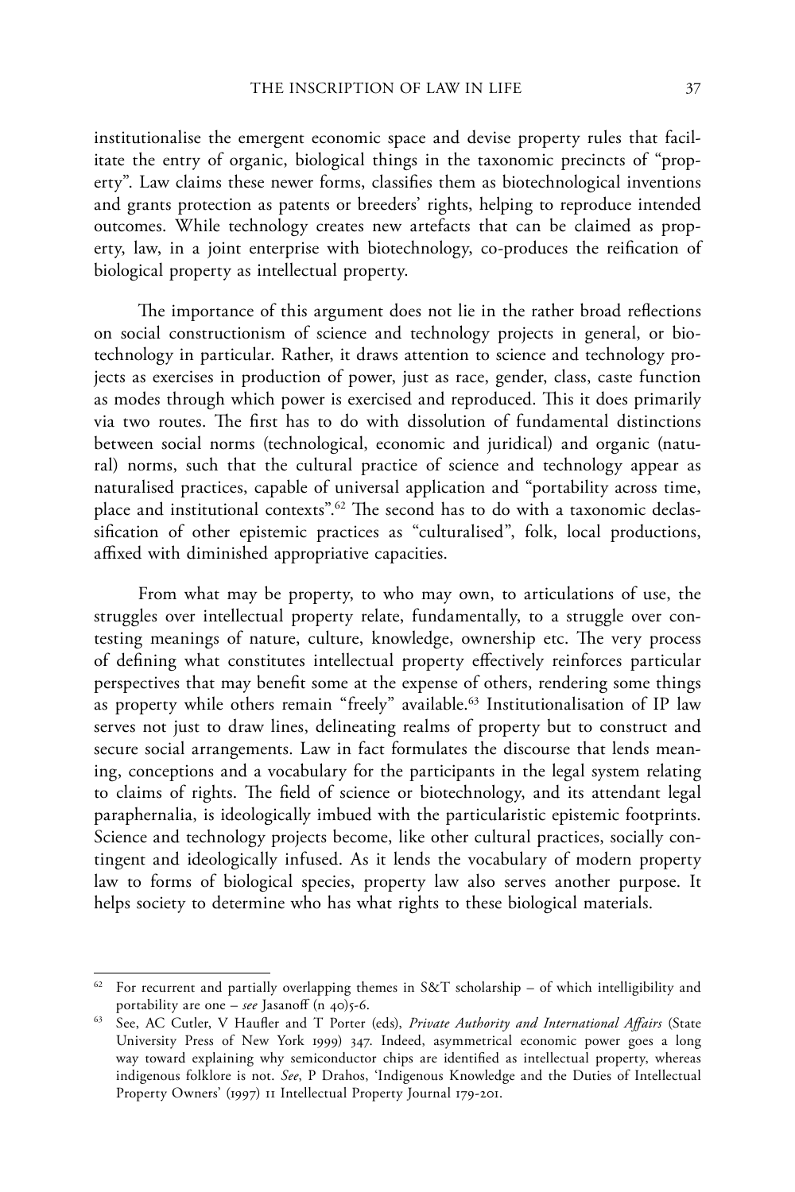institutionalise the emergent economic space and devise property rules that facilitate the entry of organic, biological things in the taxonomic precincts of "property". Law claims these newer forms, classifies them as biotechnological inventions and grants protection as patents or breeders' rights, helping to reproduce intended outcomes. While technology creates new artefacts that can be claimed as property, law, in a joint enterprise with biotechnology, co-produces the reification of biological property as intellectual property.

The importance of this argument does not lie in the rather broad reflections on social constructionism of science and technology projects in general, or biotechnology in particular. Rather, it draws attention to science and technology projects as exercises in production of power, just as race, gender, class, caste function as modes through which power is exercised and reproduced. This it does primarily via two routes. The first has to do with dissolution of fundamental distinctions between social norms (technological, economic and juridical) and organic (natural) norms, such that the cultural practice of science and technology appear as naturalised practices, capable of universal application and "portability across time, place and institutional contexts".[62] The second has to do with a taxonomic declassification of other epistemic practices as "culturalised", folk, local productions, affixed with diminished appropriative capacities.

From what may be property, to who may own, to articulations of use, the struggles over intellectual property relate, fundamentally, to a struggle over contesting meanings of nature, culture, knowledge, ownership etc. The very process of defining what constitutes intellectual property effectively reinforces particular perspectives that may benefit some at the expense of others, rendering some things as property while others remain "freely" available.[63] Institutionalisation of IP law serves not just to draw lines, delineating realms of property but to construct and secure social arrangements. Law in fact formulates the discourse that lends meaning, conceptions and a vocabulary for the participants in the legal system relating to claims of rights. The field of science or biotechnology, and its attendant legal paraphernalia, is ideologically imbued with the particularistic epistemic footprints. Science and technology projects become, like other cultural practices, socially contingent and ideologically infused. As it lends the vocabulary of modern property law to forms of biological species, property law also serves another purpose. It helps society to determine who has what rights to these biological materials.

---

[62] For recurrent and partially overlapping themes in S&T scholarship – of which intelligibility and portability are one – *see* Jasanoff (n 40)5-6.

[63] See, AC Cutler, V Haufler and T Porter (eds), *Private Authority and International Affairs* (State University Press of New York 1999) 347. Indeed, asymmetrical economic power goes a long way toward explaining why semiconductor chips are identified as intellectual property, whereas indigenous folklore is not. *See*, P Drahos, 'Indigenous Knowledge and the Duties of Intellectual Property Owners' (1997) 11 Intellectual Property Journal 179-201.